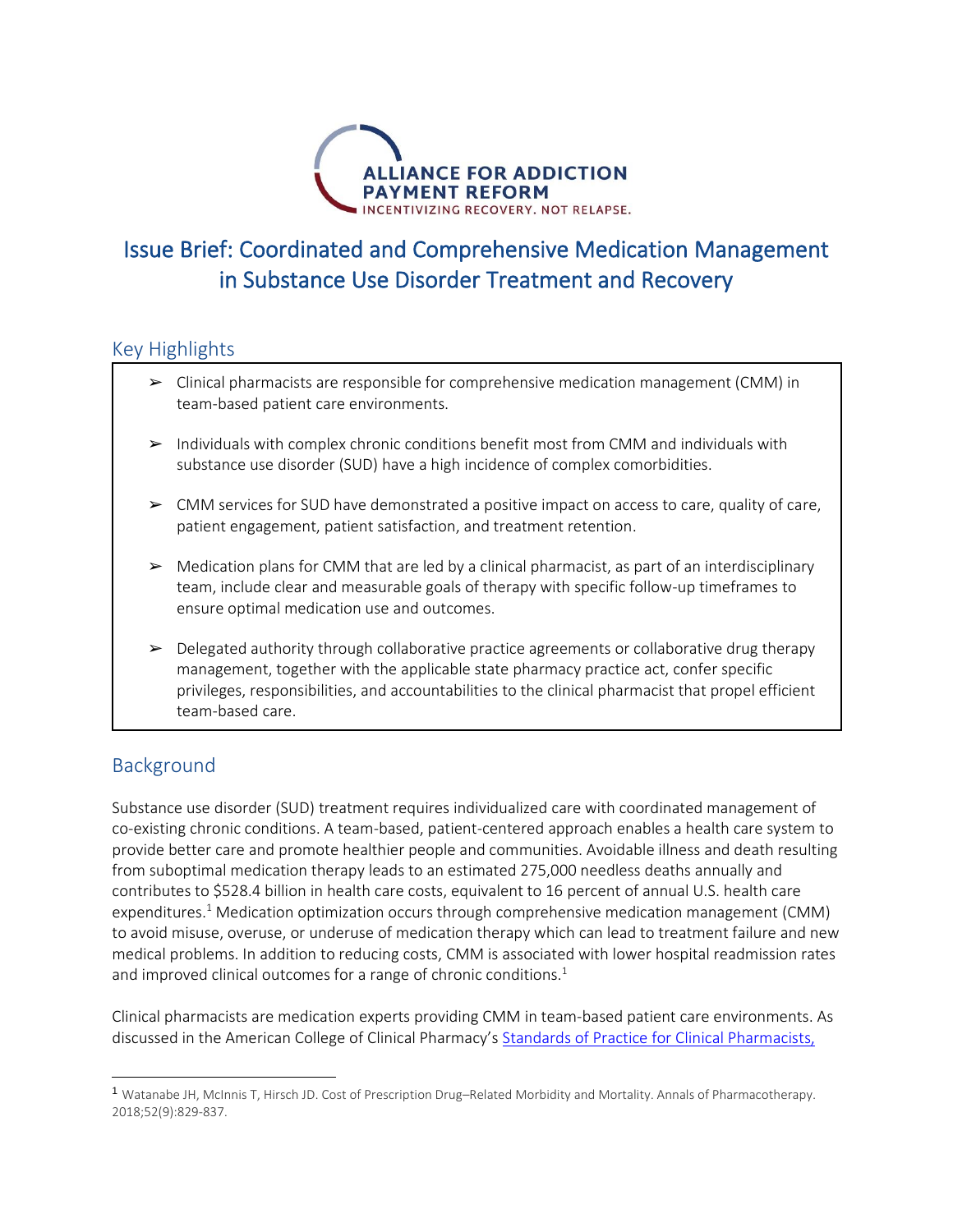ALLIANCE FOR ADDICTION PAYMENT REFORM
INCENTIVIZING RECOVERY. NOT RELAPSE.

# Issue Brief: Coordinated and Comprehensive Medication Management in Substance Use Disorder Treatment and Recovery

## Key Highlights

- Clinical pharmacists are responsible for comprehensive medication management (CMM) in team-based patient care environments.
- Individuals with complex chronic conditions benefit most from CMM and individuals with substance use disorder (SUD) have a high incidence of complex comorbidities.
- CMM services for SUD have demonstrated a positive impact on access to care, quality of care, patient engagement, patient satisfaction, and treatment retention.
- Medication plans for CMM that are led by a clinical pharmacist, as part of an interdisciplinary team, include clear and measurable goals of therapy with specific follow-up timeframes to ensure optimal medication use and outcomes.
- Delegated authority through collaborative practice agreements or collaborative drug therapy management, together with the applicable state pharmacy practice act, confer specific privileges, responsibilities, and accountabilities to the clinical pharmacist that propel efficient team-based care.

## Background

Substance use disorder (SUD) treatment requires individualized care with coordinated management of co-existing chronic conditions. A team-based, patient-centered approach enables a health care system to provide better care and promote healthier people and communities. Avoidable illness and death resulting from suboptimal medication therapy leads to an estimated 275,000 needless deaths annually and contributes to $528.4 billion in health care costs, equivalent to 16 percent of annual U.S. health care expenditures.[1] Medication optimization occurs through comprehensive medication management (CMM) to avoid misuse, overuse, or underuse of medication therapy which can lead to treatment failure and new medical problems. In addition to reducing costs, CMM is associated with lower hospital readmission rates and improved clinical outcomes for a range of chronic conditions.[1]

Clinical pharmacists are medication experts providing CMM in team-based patient care environments. As discussed in the American College of Clinical Pharmacy's Standards of Practice for Clinical Pharmacists,

---

[1] Watanabe JH, McInnis T, Hirsch JD. Cost of Prescription Drug–Related Morbidity and Mortality. Annals of Pharmacotherapy. 2018;52(9):829-837.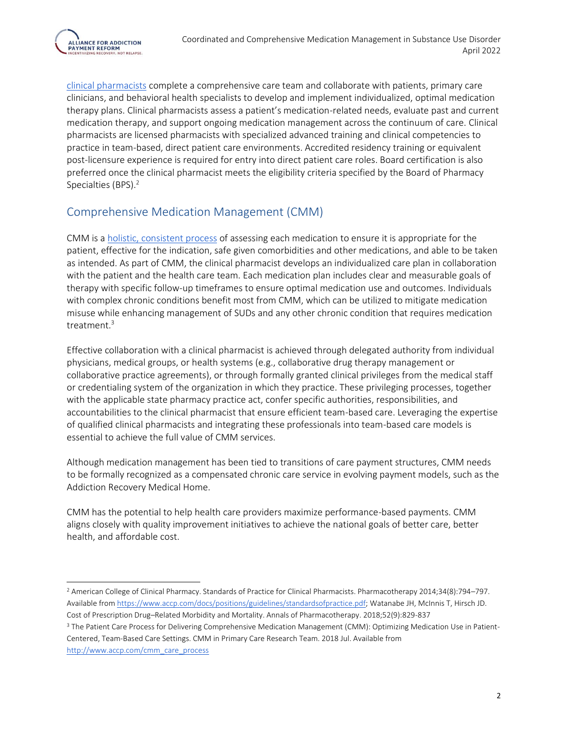clinical pharmacists complete a comprehensive care team and collaborate with patients, primary care clinicians, and behavioral health specialists to develop and implement individualized, optimal medication therapy plans. Clinical pharmacists assess a patient's medication-related needs, evaluate past and current medication therapy, and support ongoing medication management across the continuum of care. Clinical pharmacists are licensed pharmacists with specialized advanced training and clinical competencies to practice in team-based, direct patient care environments. Accredited residency training or equivalent post-licensure experience is required for entry into direct patient care roles. Board certification is also preferred once the clinical pharmacist meets the eligibility criteria specified by the Board of Pharmacy Specialties (BPS).[2]

## Comprehensive Medication Management (CMM)

CMM is a holistic, consistent process of assessing each medication to ensure it is appropriate for the patient, effective for the indication, safe given comorbidities and other medications, and able to be taken as intended. As part of CMM, the clinical pharmacist develops an individualized care plan in collaboration with the patient and the health care team. Each medication plan includes clear and measurable goals of therapy with specific follow-up timeframes to ensure optimal medication use and outcomes. Individuals with complex chronic conditions benefit most from CMM, which can be utilized to mitigate medication misuse while enhancing management of SUDs and any other chronic condition that requires medication treatment.[3]

Effective collaboration with a clinical pharmacist is achieved through delegated authority from individual physicians, medical groups, or health systems (e.g., collaborative drug therapy management or collaborative practice agreements), or through formally granted clinical privileges from the medical staff or credentialing system of the organization in which they practice. These privileging processes, together with the applicable state pharmacy practice act, confer specific authorities, responsibilities, and accountabilities to the clinical pharmacist that ensure efficient team-based care. Leveraging the expertise of qualified clinical pharmacists and integrating these professionals into team-based care models is essential to achieve the full value of CMM services.

Although medication management has been tied to transitions of care payment structures, CMM needs to be formally recognized as a compensated chronic care service in evolving payment models, such as the Addiction Recovery Medical Home.

CMM has the potential to help health care providers maximize performance-based payments. CMM aligns closely with quality improvement initiatives to achieve the national goals of better care, better health, and affordable cost.

---

[2] American College of Clinical Pharmacy. Standards of Practice for Clinical Pharmacists. Pharmacotherapy 2014;34(8):794–797. Available from https://www.accp.com/docs/positions/guidelines/standardsofpractice.pdf; Watanabe JH, McInnis T, Hirsch JD. Cost of Prescription Drug–Related Morbidity and Mortality. Annals of Pharmacotherapy. 2018;52(9):829-837

[3] The Patient Care Process for Delivering Comprehensive Medication Management (CMM): Optimizing Medication Use in Patient-Centered, Team-Based Care Settings. CMM in Primary Care Research Team. 2018 Jul. Available from http://www.accp.com/cmm_care_process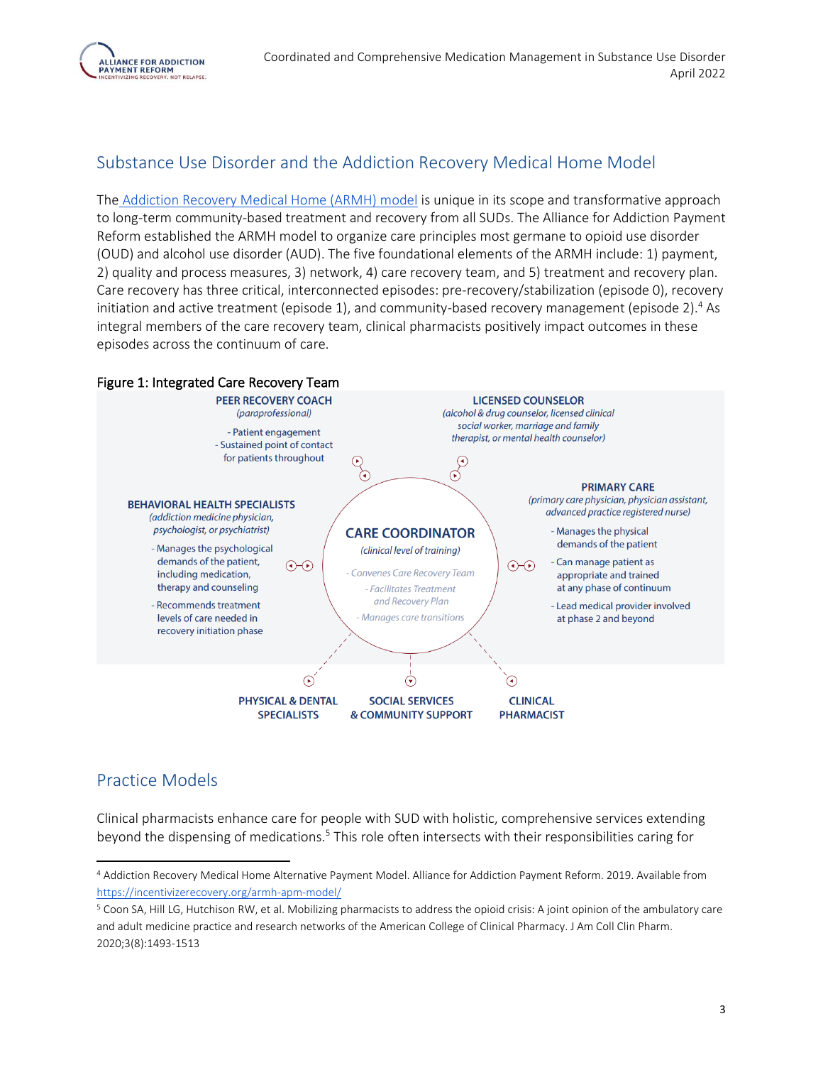## Substance Use Disorder and the Addiction Recovery Medical Home Model

The [Addiction Recovery Medical Home (ARMH) model](https://incentivizerecovery.org/armh-apm-model/) is unique in its scope and transformative approach to long-term community-based treatment and recovery from all SUDs. The Alliance for Addiction Payment Reform established the ARMH model to organize care principles most germane to opioid use disorder (OUD) and alcohol use disorder (AUD). The five foundational elements of the ARMH include: 1) payment, 2) quality and process measures, 3) network, 4) care recovery team, and 5) treatment and recovery plan. Care recovery has three critical, interconnected episodes: pre-recovery/stabilization (episode 0), recovery initiation and active treatment (episode 1), and community-based recovery management (episode 2).[4] As integral members of the care recovery team, clinical pharmacists positively impact outcomes in these episodes across the continuum of care.

**Figure 1: Integrated Care Recovery Team**

**PEER RECOVERY COACH**
*(paraprofessional)*
- Patient engagement
- Sustained point of contact for patients throughout

**LICENSED COUNSELOR**
*(alcohol & drug counselor, licensed clinical social worker, marriage and family therapist, or mental health counselor)*

**BEHAVIORAL HEALTH SPECIALISTS**
*(addiction medicine physician, psychologist, or psychiatrist)*
- Manages the psychological demands of the patient, including medication, therapy and counseling
- Recommends treatment levels of care needed in recovery initiation phase

**CARE COORDINATOR**
*(clinical level of training)*
- *Convenes Care Recovery Team*
- *Facilitates Treatment and Recovery Plan*
- *Manages care transitions*

**PRIMARY CARE**
*(primary care physician, physician assistant, advanced practice registered nurse)*
- Manages the physical demands of the patient
- Can manage patient as appropriate and trained at any phase of continuum
- Lead medical provider involved at phase 2 and beyond

**PHYSICAL & DENTAL SPECIALISTS**

**SOCIAL SERVICES & COMMUNITY SUPPORT**

**CLINICAL PHARMACIST**

## Practice Models

Clinical pharmacists enhance care for people with SUD with holistic, comprehensive services extending beyond the dispensing of medications.[5] This role often intersects with their responsibilities caring for

---

[4] Addiction Recovery Medical Home Alternative Payment Model. Alliance for Addiction Payment Reform. 2019. Available from https://incentivizerecovery.org/armh-apm-model/

[5] Coon SA, Hill LG, Hutchison RW, et al. Mobilizing pharmacists to address the opioid crisis: A joint opinion of the ambulatory care and adult medicine practice and research networks of the American College of Clinical Pharmacy. J Am Coll Clin Pharm. 2020;3(8):1493-1513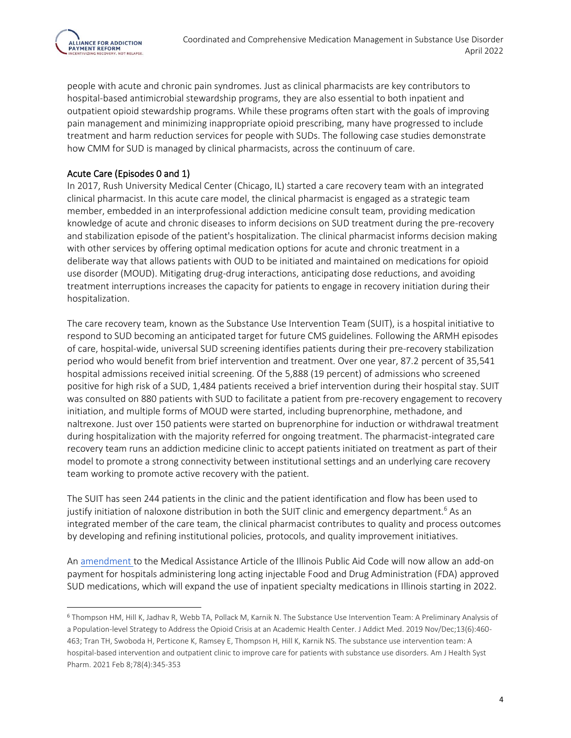people with acute and chronic pain syndromes. Just as clinical pharmacists are key contributors to hospital-based antimicrobial stewardship programs, they are also essential to both inpatient and outpatient opioid stewardship programs. While these programs often start with the goals of improving pain management and minimizing inappropriate opioid prescribing, many have progressed to include treatment and harm reduction services for people with SUDs. The following case studies demonstrate how CMM for SUD is managed by clinical pharmacists, across the continuum of care.

## Acute Care (Episodes 0 and 1)

In 2017, Rush University Medical Center (Chicago, IL) started a care recovery team with an integrated clinical pharmacist. In this acute care model, the clinical pharmacist is engaged as a strategic team member, embedded in an interprofessional addiction medicine consult team, providing medication knowledge of acute and chronic diseases to inform decisions on SUD treatment during the pre-recovery and stabilization episode of the patient's hospitalization. The clinical pharmacist informs decision making with other services by offering optimal medication options for acute and chronic treatment in a deliberate way that allows patients with OUD to be initiated and maintained on medications for opioid use disorder (MOUD). Mitigating drug-drug interactions, anticipating dose reductions, and avoiding treatment interruptions increases the capacity for patients to engage in recovery initiation during their hospitalization.

The care recovery team, known as the Substance Use Intervention Team (SUIT), is a hospital initiative to respond to SUD becoming an anticipated target for future CMS guidelines. Following the ARMH episodes of care, hospital-wide, universal SUD screening identifies patients during their pre-recovery stabilization period who would benefit from brief intervention and treatment. Over one year, 87.2 percent of 35,541 hospital admissions received initial screening. Of the 5,888 (19 percent) of admissions who screened positive for high risk of a SUD, 1,484 patients received a brief intervention during their hospital stay. SUIT was consulted on 880 patients with SUD to facilitate a patient from pre-recovery engagement to recovery initiation, and multiple forms of MOUD were started, including buprenorphine, methadone, and naltrexone. Just over 150 patients were started on buprenorphine for induction or withdrawal treatment during hospitalization with the majority referred for ongoing treatment. The pharmacist-integrated care recovery team runs an addiction medicine clinic to accept patients initiated on treatment as part of their model to promote a strong connectivity between institutional settings and an underlying care recovery team working to promote active recovery with the patient.

The SUIT has seen 244 patients in the clinic and the patient identification and flow has been used to justify initiation of naloxone distribution in both the SUIT clinic and emergency department.[6] As an integrated member of the care team, the clinical pharmacist contributes to quality and process outcomes by developing and refining institutional policies, protocols, and quality improvement initiatives.

An amendment to the Medical Assistance Article of the Illinois Public Aid Code will now allow an add-on payment for hospitals administering long acting injectable Food and Drug Administration (FDA) approved SUD medications, which will expand the use of inpatient specialty medications in Illinois starting in 2022.

---

[6] Thompson HM, Hill K, Jadhav R, Webb TA, Pollack M, Karnik N. The Substance Use Intervention Team: A Preliminary Analysis of a Population-level Strategy to Address the Opioid Crisis at an Academic Health Center. J Addict Med. 2019 Nov/Dec;13(6):460-463; Tran TH, Swoboda H, Perticone K, Ramsey E, Thompson H, Hill K, Karnik NS. The substance use intervention team: A hospital-based intervention and outpatient clinic to improve care for patients with substance use disorders. Am J Health Syst Pharm. 2021 Feb 8;78(4):345-353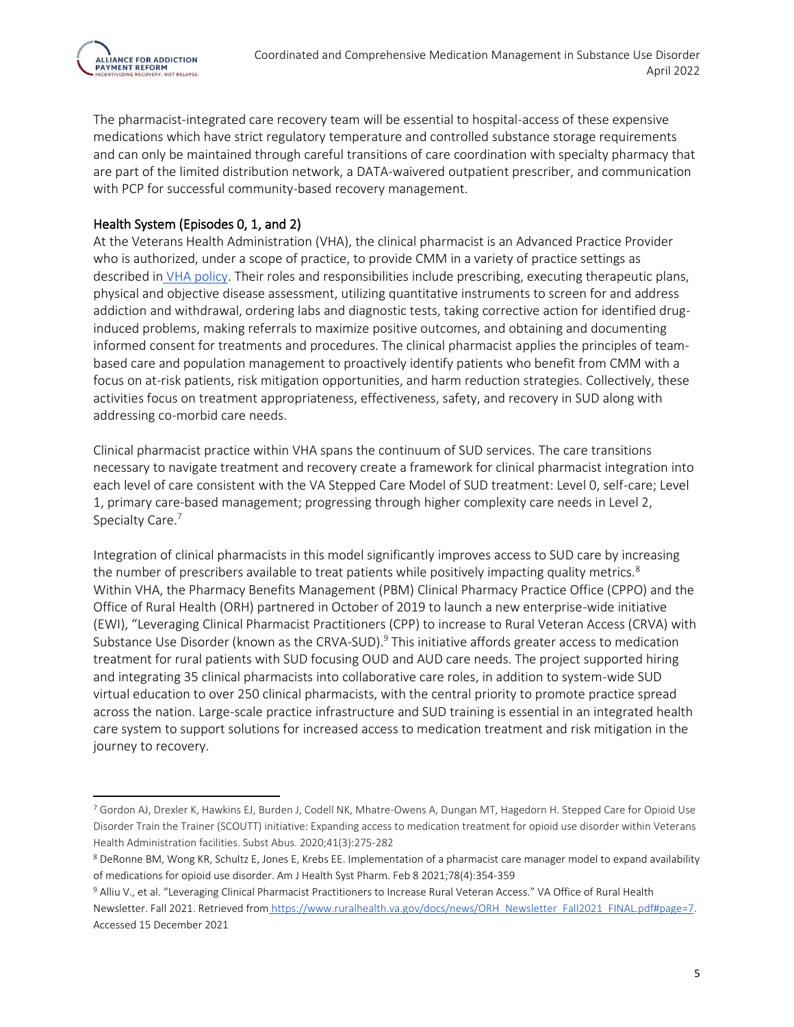The pharmacist-integrated care recovery team will be essential to hospital-access of these expensive medications which have strict regulatory temperature and controlled substance storage requirements and can only be maintained through careful transitions of care coordination with specialty pharmacy that are part of the limited distribution network, a DATA-waivered outpatient prescriber, and communication with PCP for successful community-based recovery management.

## Health System (Episodes 0, 1, and 2)

At the Veterans Health Administration (VHA), the clinical pharmacist is an Advanced Practice Provider who is authorized, under a scope of practice, to provide CMM in a variety of practice settings as described in [VHA policy](). Their roles and responsibilities include prescribing, executing therapeutic plans, physical and objective disease assessment, utilizing quantitative instruments to screen for and address addiction and withdrawal, ordering labs and diagnostic tests, taking corrective action for identified drug-induced problems, making referrals to maximize positive outcomes, and obtaining and documenting informed consent for treatments and procedures. The clinical pharmacist applies the principles of team-based care and population management to proactively identify patients who benefit from CMM with a focus on at-risk patients, risk mitigation opportunities, and harm reduction strategies. Collectively, these activities focus on treatment appropriateness, effectiveness, safety, and recovery in SUD along with addressing co-morbid care needs.

Clinical pharmacist practice within VHA spans the continuum of SUD services. The care transitions necessary to navigate treatment and recovery create a framework for clinical pharmacist integration into each level of care consistent with the VA Stepped Care Model of SUD treatment: Level 0, self-care; Level 1, primary care-based management; progressing through higher complexity care needs in Level 2, Specialty Care.[7]

Integration of clinical pharmacists in this model significantly improves access to SUD care by increasing the number of prescribers available to treat patients while positively impacting quality metrics.[8] Within VHA, the Pharmacy Benefits Management (PBM) Clinical Pharmacy Practice Office (CPPO) and the Office of Rural Health (ORH) partnered in October of 2019 to launch a new enterprise-wide initiative (EWI), "Leveraging Clinical Pharmacist Practitioners (CPP) to increase to Rural Veteran Access (CRVA) with Substance Use Disorder (known as the CRVA-SUD).[9] This initiative affords greater access to medication treatment for rural patients with SUD focusing OUD and AUD care needs. The project supported hiring and integrating 35 clinical pharmacists into collaborative care roles, in addition to system-wide SUD virtual education to over 250 clinical pharmacists, with the central priority to promote practice spread across the nation. Large-scale practice infrastructure and SUD training is essential in an integrated health care system to support solutions for increased access to medication treatment and risk mitigation in the journey to recovery.

---

[7] Gordon AJ, Drexler K, Hawkins EJ, Burden J, Codell NK, Mhatre-Owens A, Dungan MT, Hagedorn H. Stepped Care for Opioid Use Disorder Train the Trainer (SCOUTT) initiative: Expanding access to medication treatment for opioid use disorder within Veterans Health Administration facilities. Subst Abus. 2020;41(3):275-282

[8] DeRonne BM, Wong KR, Schultz E, Jones E, Krebs EE. Implementation of a pharmacist care manager model to expand availability of medications for opioid use disorder. Am J Health Syst Pharm. Feb 8 2021;78(4):354-359

[9] Alliu V., et al. "Leveraging Clinical Pharmacist Practitioners to Increase Rural Veteran Access." VA Office of Rural Health Newsletter. Fall 2021. Retrieved from https://www.ruralhealth.va.gov/docs/news/ORH_Newsletter_Fall2021_FINAL.pdf#page=7. Accessed 15 December 2021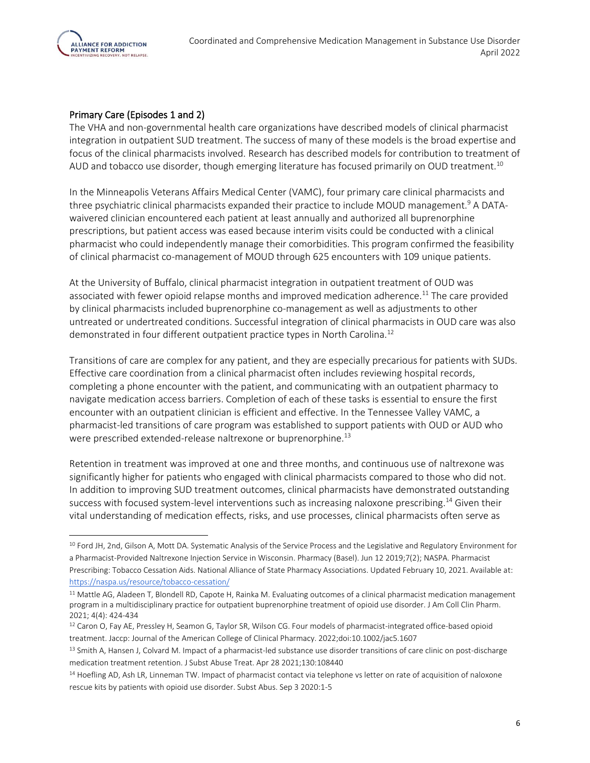## Primary Care (Episodes 1 and 2)

The VHA and non-governmental health care organizations have described models of clinical pharmacist integration in outpatient SUD treatment. The success of many of these models is the broad expertise and focus of the clinical pharmacists involved. Research has described models for contribution to treatment of AUD and tobacco use disorder, though emerging literature has focused primarily on OUD treatment.[10]

In the Minneapolis Veterans Affairs Medical Center (VAMC), four primary care clinical pharmacists and three psychiatric clinical pharmacists expanded their practice to include MOUD management.[9] A DATA-waivered clinician encountered each patient at least annually and authorized all buprenorphine prescriptions, but patient access was eased because interim visits could be conducted with a clinical pharmacist who could independently manage their comorbidities. This program confirmed the feasibility of clinical pharmacist co-management of MOUD through 625 encounters with 109 unique patients.

At the University of Buffalo, clinical pharmacist integration in outpatient treatment of OUD was associated with fewer opioid relapse months and improved medication adherence.[11] The care provided by clinical pharmacists included buprenorphine co-management as well as adjustments to other untreated or undertreated conditions. Successful integration of clinical pharmacists in OUD care was also demonstrated in four different outpatient practice types in North Carolina.[12]

Transitions of care are complex for any patient, and they are especially precarious for patients with SUDs. Effective care coordination from a clinical pharmacist often includes reviewing hospital records, completing a phone encounter with the patient, and communicating with an outpatient pharmacy to navigate medication access barriers. Completion of each of these tasks is essential to ensure the first encounter with an outpatient clinician is efficient and effective. In the Tennessee Valley VAMC, a pharmacist-led transitions of care program was established to support patients with OUD or AUD who were prescribed extended-release naltrexone or buprenorphine.[13]

Retention in treatment was improved at one and three months, and continuous use of naltrexone was significantly higher for patients who engaged with clinical pharmacists compared to those who did not. In addition to improving SUD treatment outcomes, clinical pharmacists have demonstrated outstanding success with focused system-level interventions such as increasing naloxone prescribing.[14] Given their vital understanding of medication effects, risks, and use processes, clinical pharmacists often serve as

---

[10] Ford JH, 2nd, Gilson A, Mott DA. Systematic Analysis of the Service Process and the Legislative and Regulatory Environment for a Pharmacist-Provided Naltrexone Injection Service in Wisconsin. Pharmacy (Basel). Jun 12 2019;7(2); NASPA. Pharmacist Prescribing: Tobacco Cessation Aids. National Alliance of State Pharmacy Associations. Updated February 10, 2021. Available at: https://naspa.us/resource/tobacco-cessation/

[11] Mattle AG, Aladeen T, Blondell RD, Capote H, Rainka M. Evaluating outcomes of a clinical pharmacist medication management program in a multidisciplinary practice for outpatient buprenorphine treatment of opioid use disorder. J Am Coll Clin Pharm. 2021; 4(4): 424-434

[12] Caron O, Fay AE, Pressley H, Seamon G, Taylor SR, Wilson CG. Four models of pharmacist-integrated office-based opioid treatment. Jaccp: Journal of the American College of Clinical Pharmacy. 2022;doi:10.1002/jac5.1607

[13] Smith A, Hansen J, Colvard M. Impact of a pharmacist-led substance use disorder transitions of care clinic on post-discharge medication treatment retention. J Subst Abuse Treat. Apr 28 2021;130:108440

[14] Hoefling AD, Ash LR, Linneman TW. Impact of pharmacist contact via telephone vs letter on rate of acquisition of naloxone rescue kits by patients with opioid use disorder. Subst Abus. Sep 3 2020:1-5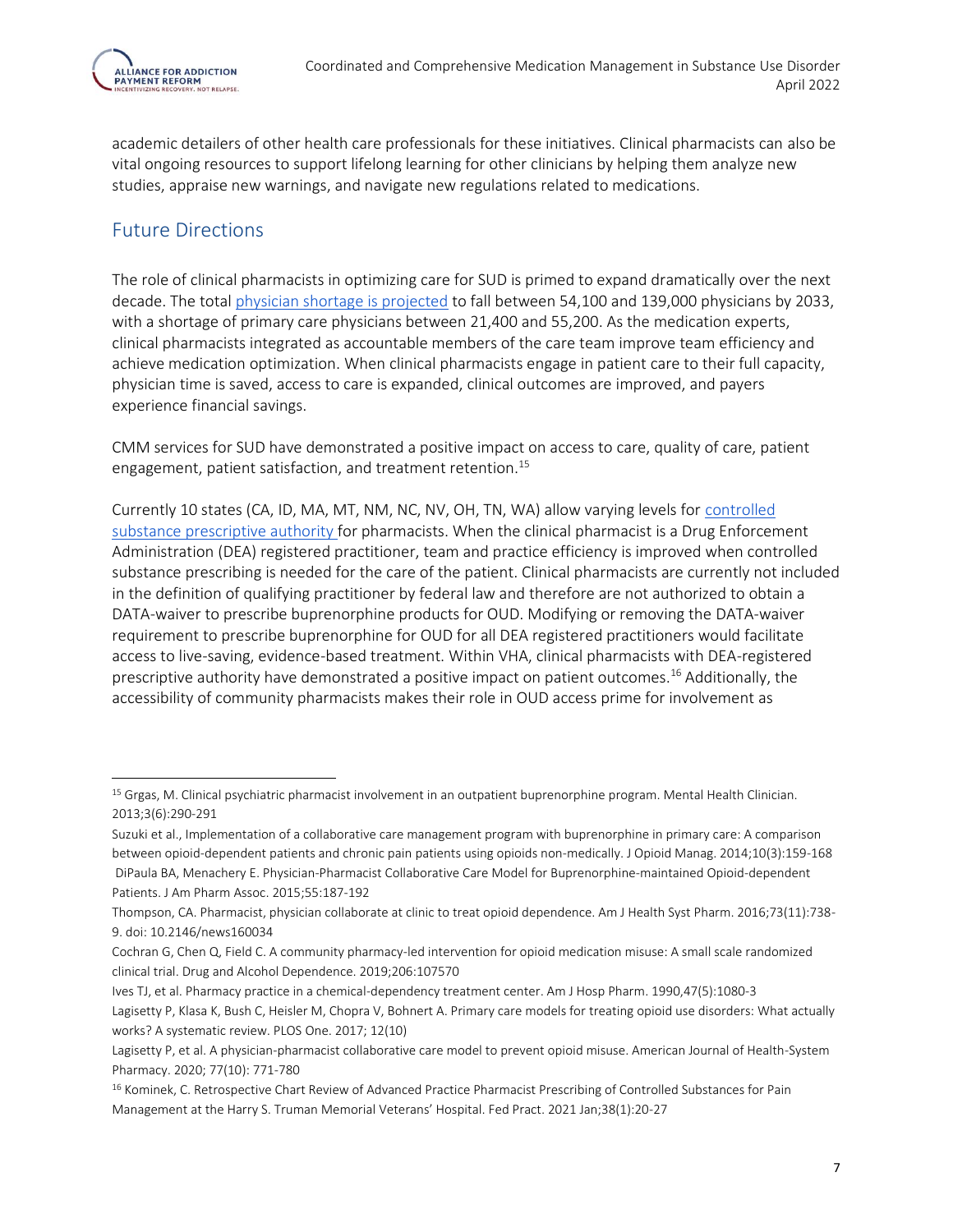academic detailers of other health care professionals for these initiatives. Clinical pharmacists can also be vital ongoing resources to support lifelong learning for other clinicians by helping them analyze new studies, appraise new warnings, and navigate new regulations related to medications.

## Future Directions

The role of clinical pharmacists in optimizing care for SUD is primed to expand dramatically over the next decade. The total physician shortage is projected to fall between 54,100 and 139,000 physicians by 2033, with a shortage of primary care physicians between 21,400 and 55,200. As the medication experts, clinical pharmacists integrated as accountable members of the care team improve team efficiency and achieve medication optimization. When clinical pharmacists engage in patient care to their full capacity, physician time is saved, access to care is expanded, clinical outcomes are improved, and payers experience financial savings.

CMM services for SUD have demonstrated a positive impact on access to care, quality of care, patient engagement, patient satisfaction, and treatment retention.[15]

Currently 10 states (CA, ID, MA, MT, NM, NC, NV, OH, TN, WA) allow varying levels for controlled substance prescriptive authority for pharmacists. When the clinical pharmacist is a Drug Enforcement Administration (DEA) registered practitioner, team and practice efficiency is improved when controlled substance prescribing is needed for the care of the patient. Clinical pharmacists are currently not included in the definition of qualifying practitioner by federal law and therefore are not authorized to obtain a DATA-waiver to prescribe buprenorphine products for OUD. Modifying or removing the DATA-waiver requirement to prescribe buprenorphine for OUD for all DEA registered practitioners would facilitate access to live-saving, evidence-based treatment. Within VHA, clinical pharmacists with DEA-registered prescriptive authority have demonstrated a positive impact on patient outcomes.[16] Additionally, the accessibility of community pharmacists makes their role in OUD access prime for involvement as

---

[15] Grgas, M. Clinical psychiatric pharmacist involvement in an outpatient buprenorphine program. Mental Health Clinician. 2013;3(6):290-291

Suzuki et al., Implementation of a collaborative care management program with buprenorphine in primary care: A comparison between opioid-dependent patients and chronic pain patients using opioids non-medically. J Opioid Manag. 2014;10(3):159-168

DiPaula BA, Menachery E. Physician-Pharmacist Collaborative Care Model for Buprenorphine-maintained Opioid-dependent Patients. J Am Pharm Assoc. 2015;55:187-192

Thompson, CA. Pharmacist, physician collaborate at clinic to treat opioid dependence. Am J Health Syst Pharm. 2016;73(11):738-9. doi: 10.2146/news160034

Cochran G, Chen Q, Field C. A community pharmacy-led intervention for opioid medication misuse: A small scale randomized clinical trial. Drug and Alcohol Dependence. 2019;206:107570

Ives TJ, et al. Pharmacy practice in a chemical-dependency treatment center. Am J Hosp Pharm. 1990,47(5):1080-3

Lagisetty P, Klasa K, Bush C, Heisler M, Chopra V, Bohnert A. Primary care models for treating opioid use disorders: What actually works? A systematic review. PLOS One. 2017; 12(10)

Lagisetty P, et al. A physician-pharmacist collaborative care model to prevent opioid misuse. American Journal of Health-System Pharmacy. 2020; 77(10): 771-780

[16] Kominek, C. Retrospective Chart Review of Advanced Practice Pharmacist Prescribing of Controlled Substances for Pain Management at the Harry S. Truman Memorial Veterans' Hospital. Fed Pract. 2021 Jan;38(1):20-27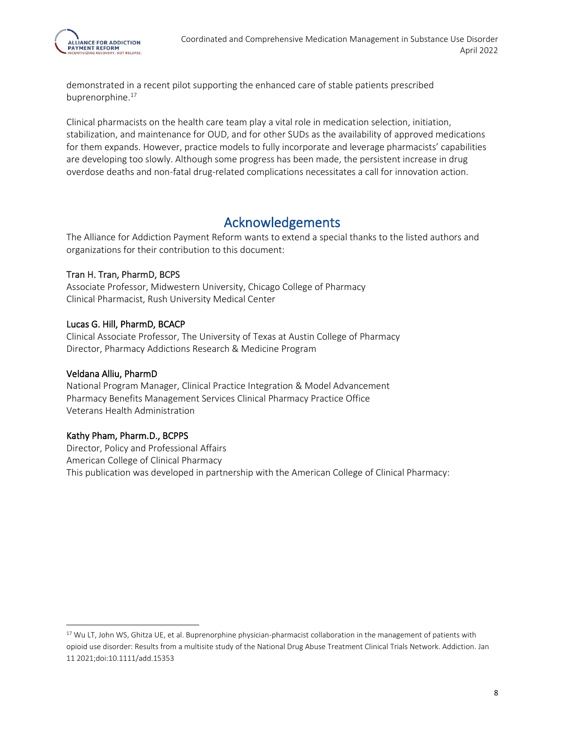demonstrated in a recent pilot supporting the enhanced care of stable patients prescribed buprenorphine.[17]

Clinical pharmacists on the health care team play a vital role in medication selection, initiation, stabilization, and maintenance for OUD, and for other SUDs as the availability of approved medications for them expands. However, practice models to fully incorporate and leverage pharmacists' capabilities are developing too slowly. Although some progress has been made, the persistent increase in drug overdose deaths and non-fatal drug-related complications necessitates a call for innovation action.

## Acknowledgements

The Alliance for Addiction Payment Reform wants to extend a special thanks to the listed authors and organizations for their contribution to this document:

**Tran H. Tran, PharmD, BCPS**
Associate Professor, Midwestern University, Chicago College of Pharmacy
Clinical Pharmacist, Rush University Medical Center

**Lucas G. Hill, PharmD, BCACP**
Clinical Associate Professor, The University of Texas at Austin College of Pharmacy
Director, Pharmacy Addictions Research & Medicine Program

**Veldana Alliu, PharmD**
National Program Manager, Clinical Practice Integration & Model Advancement
Pharmacy Benefits Management Services Clinical Pharmacy Practice Office
Veterans Health Administration

**Kathy Pham, Pharm.D., BCPPS**
Director, Policy and Professional Affairs
American College of Clinical Pharmacy
This publication was developed in partnership with the American College of Clinical Pharmacy:

[17] Wu LT, John WS, Ghitza UE, et al. Buprenorphine physician-pharmacist collaboration in the management of patients with opioid use disorder: Results from a multisite study of the National Drug Abuse Treatment Clinical Trials Network. Addiction. Jan 11 2021;doi:10.1111/add.15353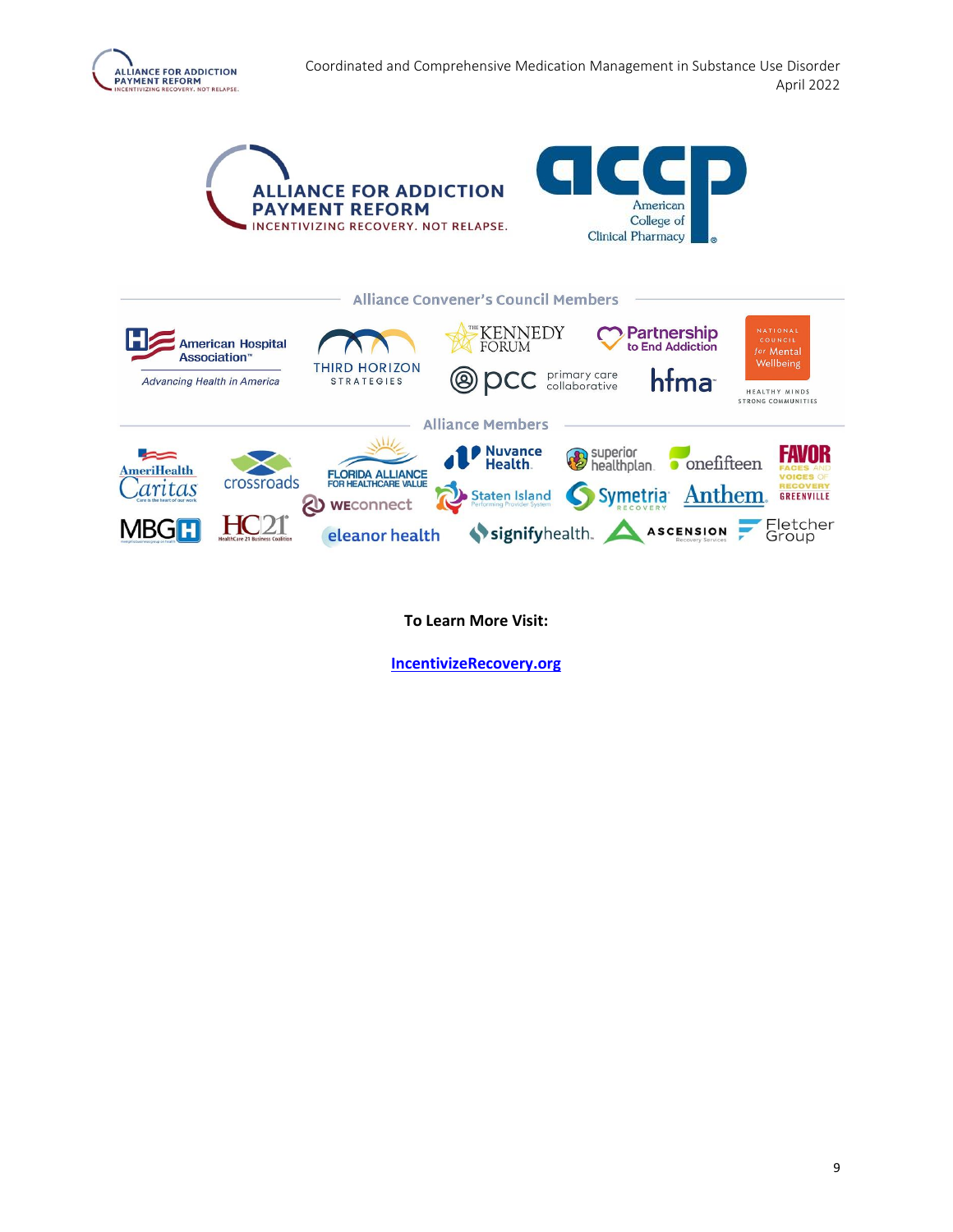Alliance Convener's Council Members

Alliance Members

**To Learn More Visit:**

[IncentivizeRecovery.org](IncentivizeRecovery.org)